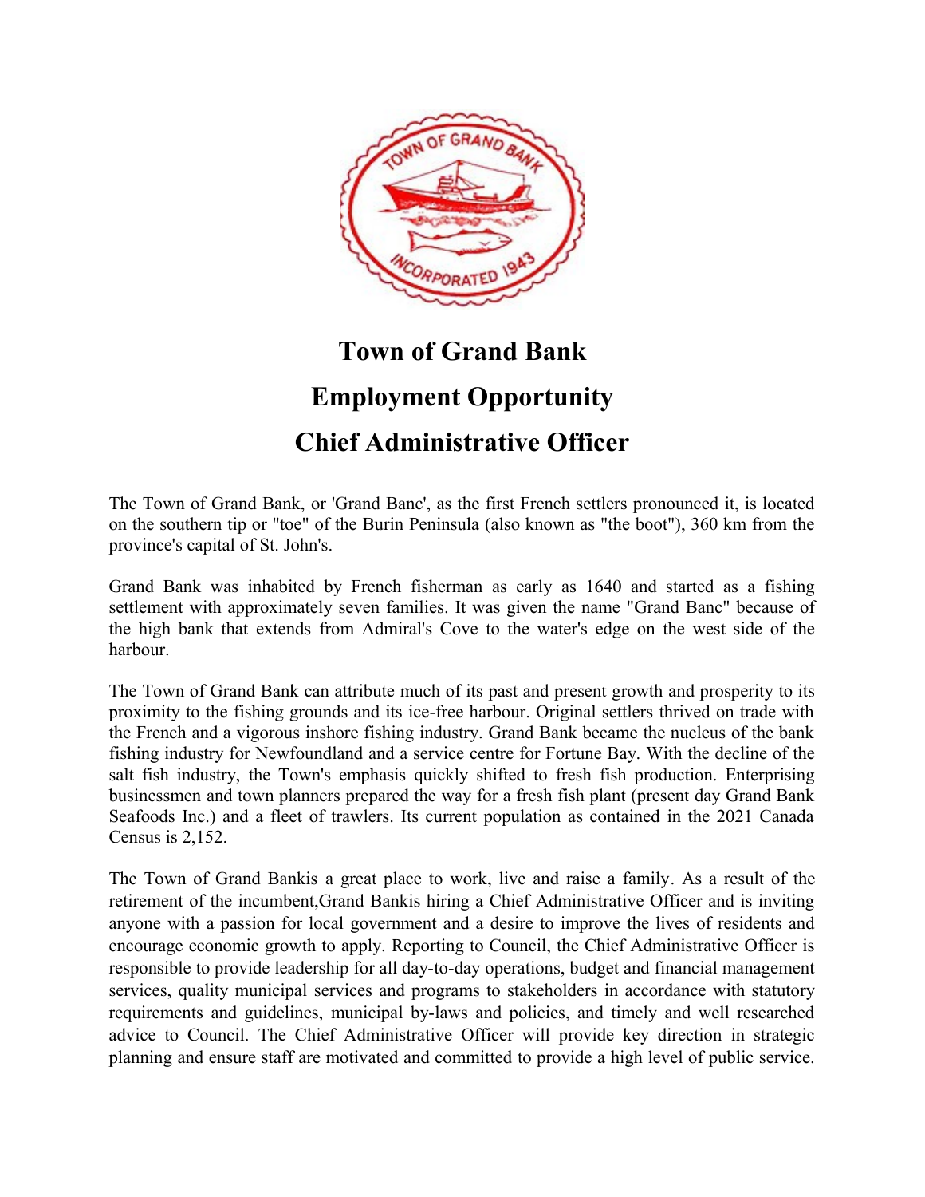# Town of Grand Bank

# Employment Opportunity

# Chief Administrative Officer

The Town of Grand Bank, or 'Grand Banc', as the first French settlers pronounced it, is located on the southern tip or "toe" of the Burin Peninsula (also known as "the boot"), 360 km from the province's capital of St. John's.

Grand Bank was inhabited by French fisherman as early as 1640 and started as a fishing settlement with approximately seven families. It was given the name "Grand Banc" because of the high bank that extends from Admiral's Cove to the water's edge on the west side of the harbour.

The Town of Grand Bank can attribute much of its past and present growth and prosperity to its proximity to the fishing grounds and its ice-free harbour. Original settlers thrived on trade with the French and a vigorous inshore fishing industry. Grand Bank became the nucleus of the bank fishing industry for Newfoundland and a service centre for Fortune Bay. With the decline of the salt fish industry, the Town's emphasis quickly shifted to fresh fish production. Enterprising businessmen and town planners prepared the way for a fresh fish plant (present day Grand Bank Seafoods Inc.) and a fleet of trawlers. Its current population as contained in the 2021 Canada Census is 2,152.

The Town of Grand Bankis a great place to work, live and raise a family. As a result of the retirement of the incumbent,Grand Bankis hiring a Chief Administrative Officer and is inviting anyone with a passion for local government and a desire to improve the lives of residents and encourage economic growth to apply. Reporting to Council, the Chief Administrative Officer is responsible to provide leadership for all day-to-day operations, budget and financial management services, quality municipal services and programs to stakeholders in accordance with statutory requirements and guidelines, municipal by-laws and policies, and timely and well researched advice to Council. The Chief Administrative Officer will provide key direction in strategic planning and ensure staff are motivated and committed to provide a high level of public service.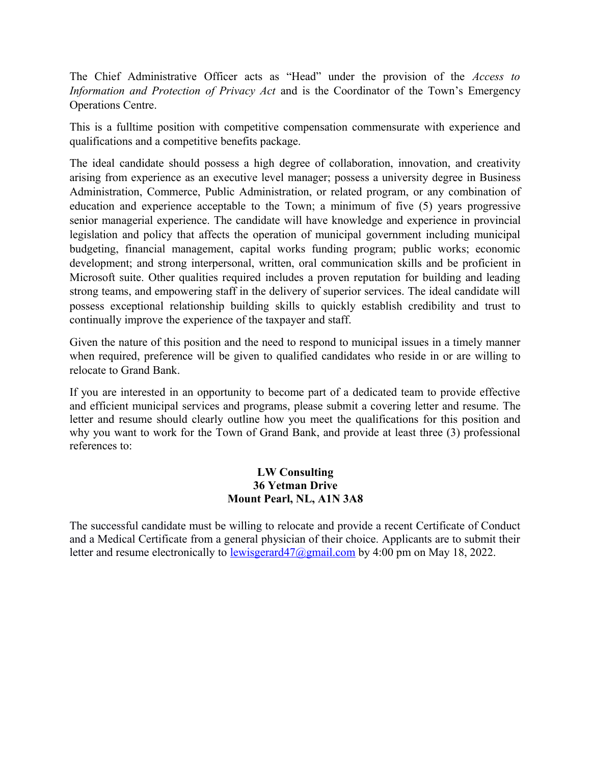The Chief Administrative Officer acts as "Head" under the provision of the *Access to Information and Protection of Privacy Act* and is the Coordinator of the Town's Emergency Operations Centre.

This is a fulltime position with competitive compensation commensurate with experience and qualifications and a competitive benefits package.

The ideal candidate should possess a high degree of collaboration, innovation, and creativity arising from experience as an executive level manager; possess a university degree in Business Administration, Commerce, Public Administration, or related program, or any combination of education and experience acceptable to the Town; a minimum of five (5) years progressive senior managerial experience. The candidate will have knowledge and experience in provincial legislation and policy that affects the operation of municipal government including municipal budgeting, financial management, capital works funding program; public works; economic development; and strong interpersonal, written, oral communication skills and be proficient in Microsoft suite. Other qualities required includes a proven reputation for building and leading strong teams, and empowering staff in the delivery of superior services. The ideal candidate will possess exceptional relationship building skills to quickly establish credibility and trust to continually improve the experience of the taxpayer and staff.

Given the nature of this position and the need to respond to municipal issues in a timely manner when required, preference will be given to qualified candidates who reside in or are willing to relocate to Grand Bank.

If you are interested in an opportunity to become part of a dedicated team to provide effective and efficient municipal services and programs, please submit a covering letter and resume. The letter and resume should clearly outline how you meet the qualifications for this position and why you want to work for the Town of Grand Bank, and provide at least three (3) professional references to:

**LW Consulting**
**36 Yetman Drive**
**Mount Pearl, NL, A1N 3A8**

The successful candidate must be willing to relocate and provide a recent Certificate of Conduct and a Medical Certificate from a general physician of their choice. Applicants are to submit their letter and resume electronically to lewisgerard47@gmail.com by 4:00 pm on May 18, 2022.